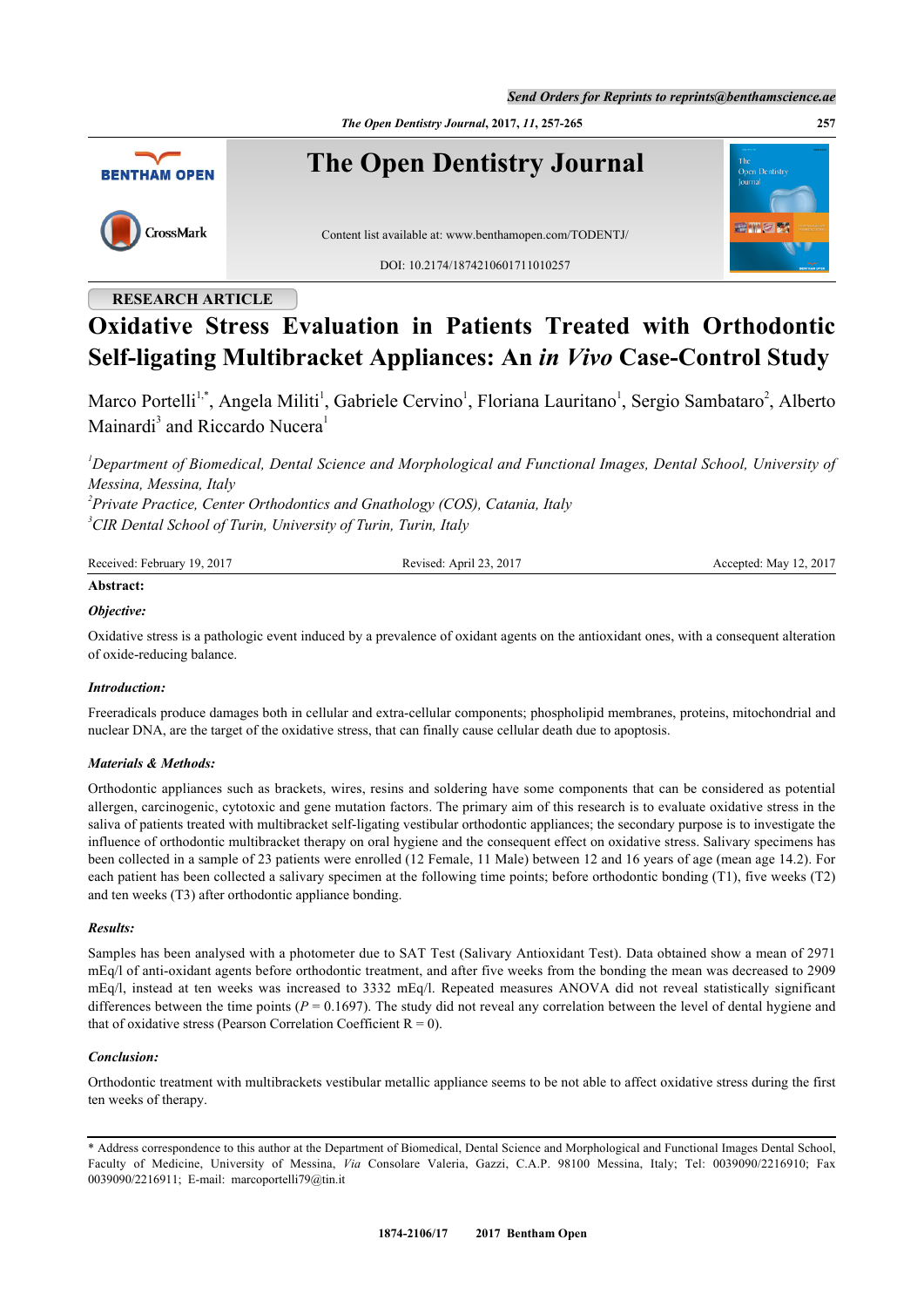RESEARCH ARTICLE

# Oxidative Stress Evaluation in Patients Treated with Orthodontic Self-ligating Multibracket Appliances: An *in Vivo* Case-Control Study

Marco Portelli[1,*], Angela Militi[1], Gabriele Cervino[1], Floriana Lauritano[1], Sergio Sambataro[2], Alberto Mainardi[3] and Riccardo Nucera[1]

[1] *Department of Biomedical, Dental Science and Morphological and Functional Images, Dental School, University of Messina, Messina, Italy*
[2] *Private Practice, Center Orthodontics and Gnathology (COS), Catania, Italy*
[3] *CIR Dental School of Turin, University of Turin, Turin, Italy*

Received: February 19, 2017 | Revised: April 23, 2017 | Accepted: May 12, 2017

**Abstract:**

***Objective:***

Oxidative stress is a pathologic event induced by a prevalence of oxidant agents on the antioxidant ones, with a consequent alteration of oxide-reducing balance.

***Introduction:***

Freeradicals produce damages both in cellular and extra-cellular components; phospholipid membranes, proteins, mitochondrial and nuclear DNA, are the target of the oxidative stress, that can finally cause cellular death due to apoptosis.

***Materials & Methods:***

Orthodontic appliances such as brackets, wires, resins and soldering have some components that can be considered as potential allergen, carcinogenic, cytotoxic and gene mutation factors. The primary aim of this research is to evaluate oxidative stress in the saliva of patients treated with multibracket self-ligating vestibular orthodontic appliances; the secondary purpose is to investigate the influence of orthodontic multibracket therapy on oral hygiene and the consequent effect on oxidative stress. Salivary specimens has been collected in a sample of 23 patients were enrolled (12 Female, 11 Male) between 12 and 16 years of age (mean age 14.2). For each patient has been collected a salivary specimen at the following time points; before orthodontic bonding (T1), five weeks (T2) and ten weeks (T3) after orthodontic appliance bonding.

***Results:***

Samples has been analysed with a photometer due to SAT Test (Salivary Antioxidant Test). Data obtained show a mean of 2971 mEq/l of anti-oxidant agents before orthodontic treatment, and after five weeks from the bonding the mean was decreased to 2909 mEq/l, instead at ten weeks was increased to 3332 mEq/l. Repeated measures ANOVA did not reveal statistically significant differences between the time points ($P$ = 0.1697). The study did not reveal any correlation between the level of dental hygiene and that of oxidative stress (Pearson Correlation Coefficient R = 0).

***Conclusion:***

Orthodontic treatment with multibrackets vestibular metallic appliance seems to be not able to affect oxidative stress during the first ten weeks of therapy.

* Address correspondence to this author at the Department of Biomedical, Dental Science and Morphological and Functional Images Dental School, Faculty of Medicine, University of Messina, *Via* Consolare Valeria, Gazzi, C.A.P. 98100 Messina, Italy; Tel: 0039090/2216910; Fax 0039090/2216911; E-mail: marcoportelli79@tin.it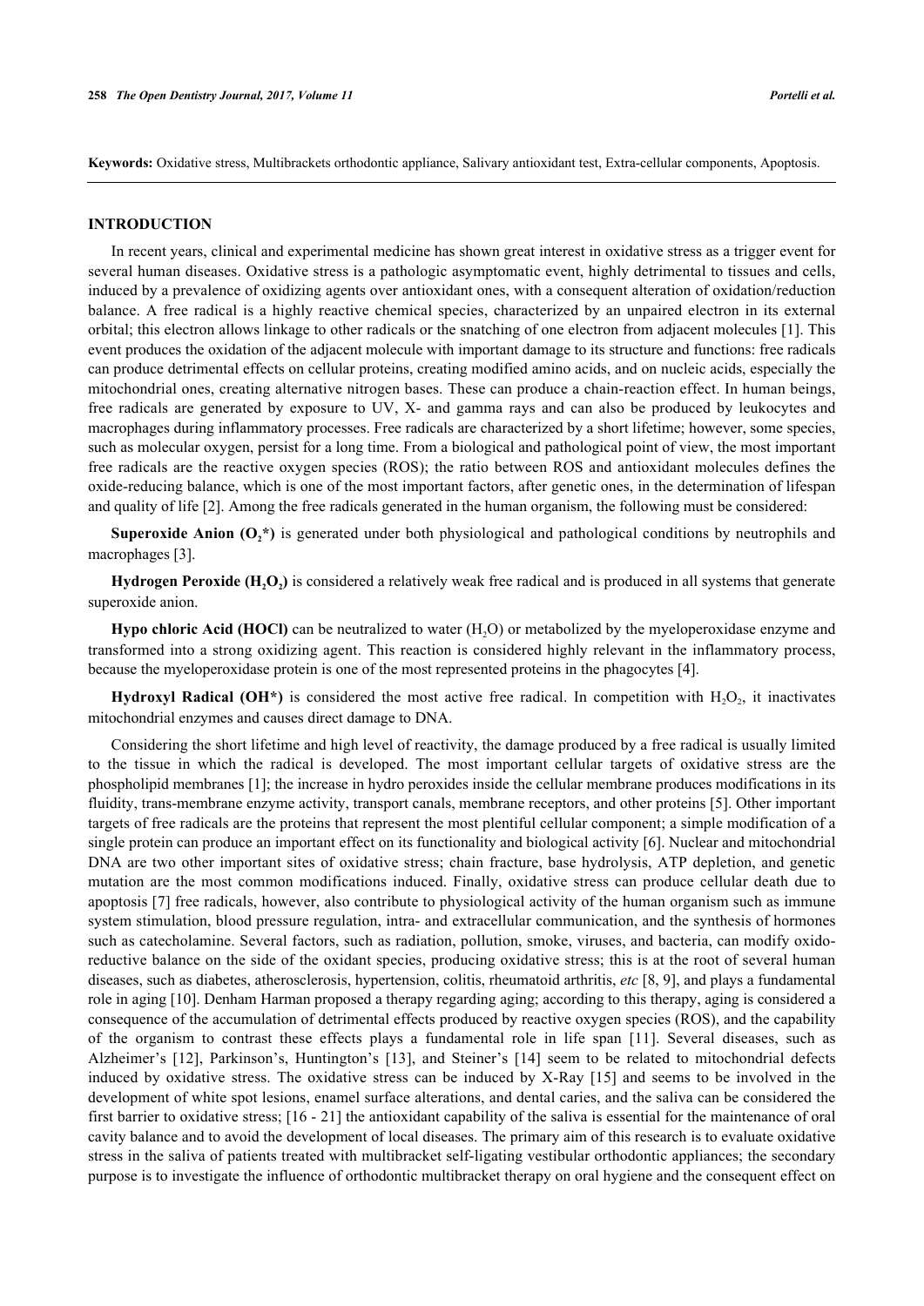**Keywords:** Oxidative stress, Multibrackets orthodontic appliance, Salivary antioxidant test, Extra-cellular components, Apoptosis.

## INTRODUCTION

In recent years, clinical and experimental medicine has shown great interest in oxidative stress as a trigger event for several human diseases. Oxidative stress is a pathologic asymptomatic event, highly detrimental to tissues and cells, induced by a prevalence of oxidizing agents over antioxidant ones, with a consequent alteration of oxidation/reduction balance. A free radical is a highly reactive chemical species, characterized by an unpaired electron in its external orbital; this electron allows linkage to other radicals or the snatching of one electron from adjacent molecules [1]. This event produces the oxidation of the adjacent molecule with important damage to its structure and functions: free radicals can produce detrimental effects on cellular proteins, creating modified amino acids, and on nucleic acids, especially the mitochondrial ones, creating alternative nitrogen bases. These can produce a chain-reaction effect. In human beings, free radicals are generated by exposure to UV, X- and gamma rays and can also be produced by leukocytes and macrophages during inflammatory processes. Free radicals are characterized by a short lifetime; however, some species, such as molecular oxygen, persist for a long time. From a biological and pathological point of view, the most important free radicals are the reactive oxygen species (ROS); the ratio between ROS and antioxidant molecules defines the oxide-reducing balance, which is one of the most important factors, after genetic ones, in the determination of lifespan and quality of life [2]. Among the free radicals generated in the human organism, the following must be considered:

**Superoxide Anion ($O_2$\*)** is generated under both physiological and pathological conditions by neutrophils and macrophages [3].

**Hydrogen Peroxide ($H_2O_2$)** is considered a relatively weak free radical and is produced in all systems that generate superoxide anion.

**Hypo chloric Acid (HOCl)** can be neutralized to water ($H_2O$) or metabolized by the myeloperoxidase enzyme and transformed into a strong oxidizing agent. This reaction is considered highly relevant in the inflammatory process, because the myeloperoxidase protein is one of the most represented proteins in the phagocytes [4].

**Hydroxyl Radical (OH\*)** is considered the most active free radical. In competition with $H_2O_2$, it inactivates mitochondrial enzymes and causes direct damage to DNA.

Considering the short lifetime and high level of reactivity, the damage produced by a free radical is usually limited to the tissue in which the radical is developed. The most important cellular targets of oxidative stress are the phospholipid membranes [1]; the increase in hydro peroxides inside the cellular membrane produces modifications in its fluidity, trans-membrane enzyme activity, transport canals, membrane receptors, and other proteins [5]. Other important targets of free radicals are the proteins that represent the most plentiful cellular component; a simple modification of a single protein can produce an important effect on its functionality and biological activity [6]. Nuclear and mitochondrial DNA are two other important sites of oxidative stress; chain fracture, base hydrolysis, ATP depletion, and genetic mutation are the most common modifications induced. Finally, oxidative stress can produce cellular death due to apoptosis [7] free radicals, however, also contribute to physiological activity of the human organism such as immune system stimulation, blood pressure regulation, intra- and extracellular communication, and the synthesis of hormones such as catecholamine. Several factors, such as radiation, pollution, smoke, viruses, and bacteria, can modify oxido-reductive balance on the side of the oxidant species, producing oxidative stress; this is at the root of several human diseases, such as diabetes, atherosclerosis, hypertension, colitis, rheumatoid arthritis, *etc* [8, 9], and plays a fundamental role in aging [10]. Denham Harman proposed a therapy regarding aging; according to this therapy, aging is considered a consequence of the accumulation of detrimental effects produced by reactive oxygen species (ROS), and the capability of the organism to contrast these effects plays a fundamental role in life span [11]. Several diseases, such as Alzheimer's [12], Parkinson's, Huntington's [13], and Steiner's [14] seem to be related to mitochondrial defects induced by oxidative stress. The oxidative stress can be induced by X-Ray [15] and seems to be involved in the development of white spot lesions, enamel surface alterations, and dental caries, and the saliva can be considered the first barrier to oxidative stress; [16 - 21] the antioxidant capability of the saliva is essential for the maintenance of oral cavity balance and to avoid the development of local diseases. The primary aim of this research is to evaluate oxidative stress in the saliva of patients treated with multibracket self-ligating vestibular orthodontic appliances; the secondary purpose is to investigate the influence of orthodontic multibracket therapy on oral hygiene and the consequent effect on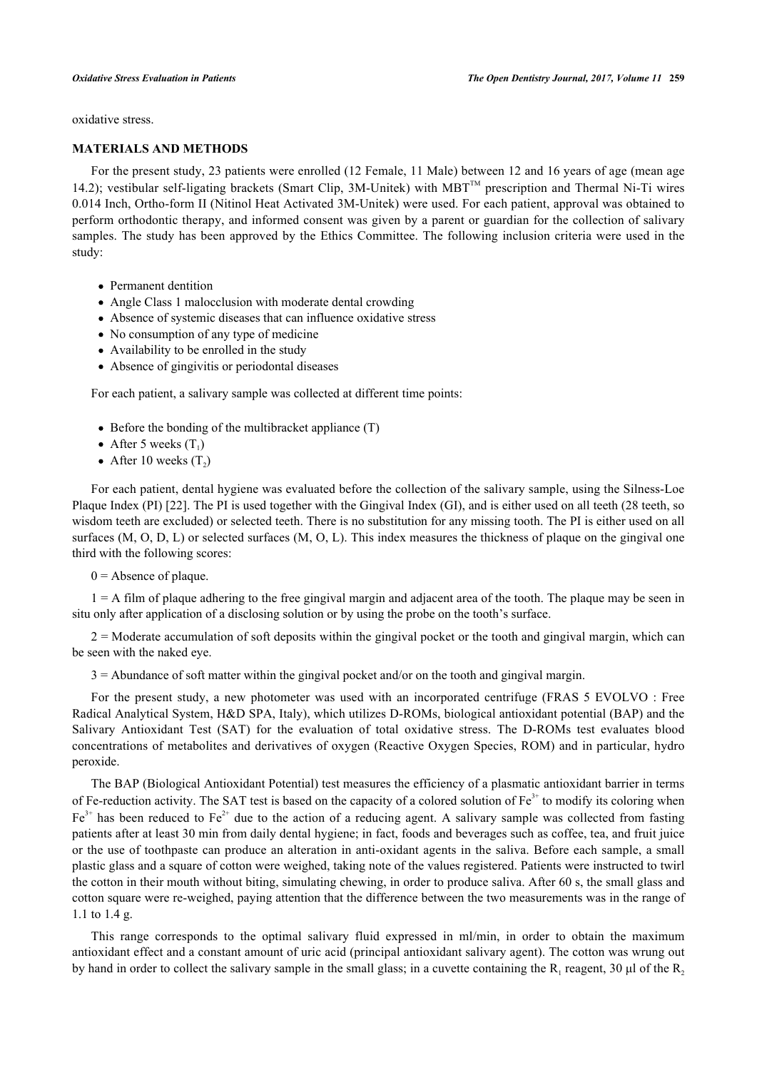oxidative stress.

## MATERIALS AND METHODS

For the present study, 23 patients were enrolled (12 Female, 11 Male) between 12 and 16 years of age (mean age 14.2); vestibular self-ligating brackets (Smart Clip, 3M-Unitek) with MBT™ prescription and Thermal Ni-Ti wires 0.014 Inch, Ortho-form II (Nitinol Heat Activated 3M-Unitek) were used. For each patient, approval was obtained to perform orthodontic therapy, and informed consent was given by a parent or guardian for the collection of salivary samples. The study has been approved by the Ethics Committee. The following inclusion criteria were used in the study:

- Permanent dentition
- Angle Class 1 malocclusion with moderate dental crowding
- Absence of systemic diseases that can influence oxidative stress
- No consumption of any type of medicine
- Availability to be enrolled in the study
- Absence of gingivitis or periodontal diseases

For each patient, a salivary sample was collected at different time points:

- Before the bonding of the multibracket appliance (T)
- After 5 weeks ($T_1$)
- After 10 weeks ($T_2$)

For each patient, dental hygiene was evaluated before the collection of the salivary sample, using the Silness-Loe Plaque Index (PI) [22]. The PI is used together with the Gingival Index (GI), and is either used on all teeth (28 teeth, so wisdom teeth are excluded) or selected teeth. There is no substitution for any missing tooth. The PI is either used on all surfaces (M, O, D, L) or selected surfaces (M, O, L). This index measures the thickness of plaque on the gingival one third with the following scores:

0 = Absence of plaque.

1 = A film of plaque adhering to the free gingival margin and adjacent area of the tooth. The plaque may be seen in situ only after application of a disclosing solution or by using the probe on the tooth's surface.

2 = Moderate accumulation of soft deposits within the gingival pocket or the tooth and gingival margin, which can be seen with the naked eye.

3 = Abundance of soft matter within the gingival pocket and/or on the tooth and gingival margin.

For the present study, a new photometer was used with an incorporated centrifuge (FRAS 5 EVOLVO : Free Radical Analytical System, H&D SPA, Italy), which utilizes D-ROMs, biological antioxidant potential (BAP) and the Salivary Antioxidant Test (SAT) for the evaluation of total oxidative stress. The D-ROMs test evaluates blood concentrations of metabolites and derivatives of oxygen (Reactive Oxygen Species, ROM) and in particular, hydro peroxide.

The BAP (Biological Antioxidant Potential) test measures the efficiency of a plasmatic antioxidant barrier in terms of Fe-reduction activity. The SAT test is based on the capacity of a colored solution of $Fe^{3+}$ to modify its coloring when $Fe^{3+}$ has been reduced to $Fe^{2+}$ due to the action of a reducing agent. A salivary sample was collected from fasting patients after at least 30 min from daily dental hygiene; in fact, foods and beverages such as coffee, tea, and fruit juice or the use of toothpaste can produce an alteration in anti-oxidant agents in the saliva. Before each sample, a small plastic glass and a square of cotton were weighed, taking note of the values registered. Patients were instructed to twirl the cotton in their mouth without biting, simulating chewing, in order to produce saliva. After 60 s, the small glass and cotton square were re-weighed, paying attention that the difference between the two measurements was in the range of 1.1 to 1.4 g.

This range corresponds to the optimal salivary fluid expressed in ml/min, in order to obtain the maximum antioxidant effect and a constant amount of uric acid (principal antioxidant salivary agent). The cotton was wrung out by hand in order to collect the salivary sample in the small glass; in a cuvette containing the $R_1$ reagent, 30 µl of the $R_2$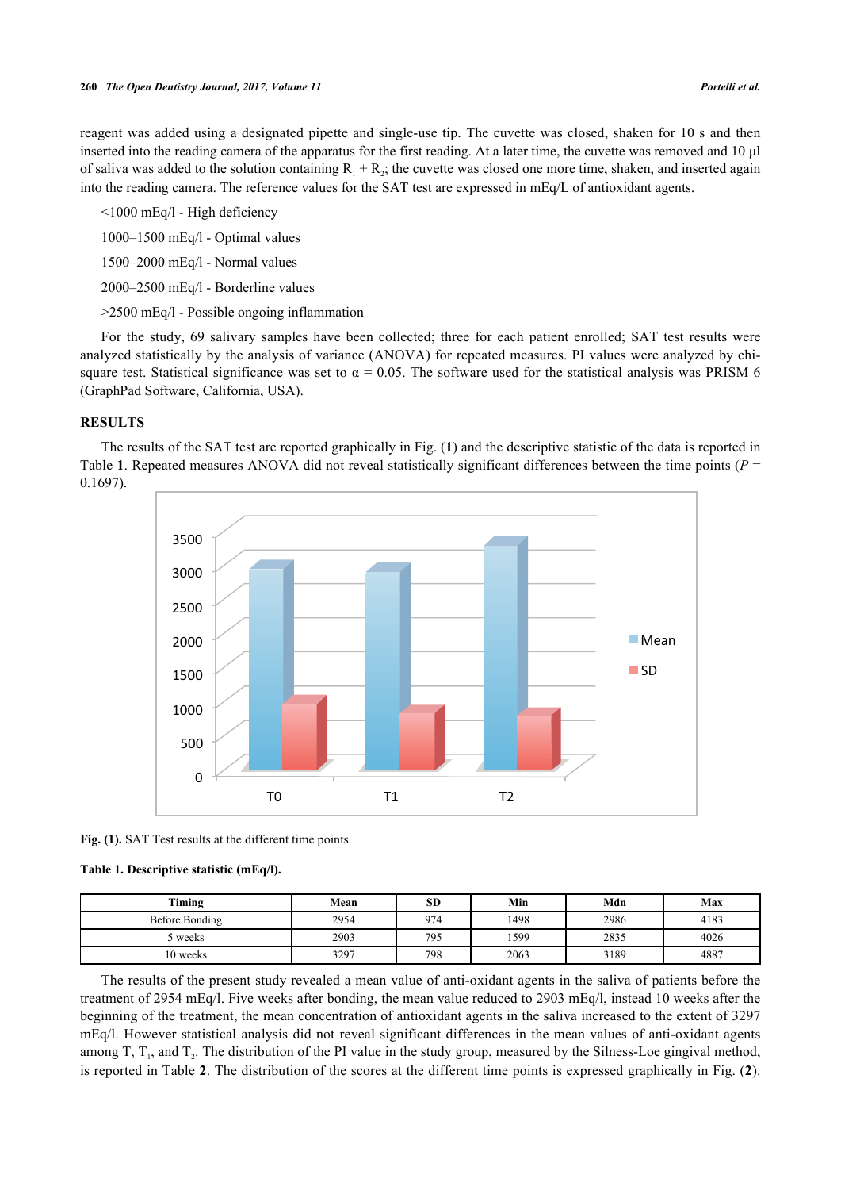reagent was added using a designated pipette and single-use tip. The cuvette was closed, shaken for 10 s and then inserted into the reading camera of the apparatus for the first reading. At a later time, the cuvette was removed and 10 µl of saliva was added to the solution containing $R_1 + R_2$; the cuvette was closed one more time, shaken, and inserted again into the reading camera. The reference values for the SAT test are expressed in mEq/L of antioxidant agents.

<1000 mEq/l - High deficiency

1000–1500 mEq/l - Optimal values

1500–2000 mEq/l - Normal values

2000–2500 mEq/l - Borderline values

>2500 mEq/l - Possible ongoing inflammation

For the study, 69 salivary samples have been collected; three for each patient enrolled; SAT test results were analyzed statistically by the analysis of variance (ANOVA) for repeated measures. PI values were analyzed by chi-square test. Statistical significance was set to $\alpha = 0.05$. The software used for the statistical analysis was PRISM 6 (GraphPad Software, California, USA).

## RESULTS

The results of the SAT test are reported graphically in Fig. (**1**) and the descriptive statistic of the data is reported in Table **1**. Repeated measures ANOVA did not reveal statistically significant differences between the time points ($P = 0.1697$).

**Fig. (1).** SAT Test results at the different time points.

**Table 1. Descriptive statistic (mEq/l).**

| Timing | Mean | SD | Min | Mdn | Max |
|---|---|---|---|---|---|
| Before Bonding | 2954 | 974 | 1498 | 2986 | 4183 |
| 5 weeks | 2903 | 795 | 1599 | 2835 | 4026 |
| 10 weeks | 3297 | 798 | 2063 | 3189 | 4887 |

The results of the present study revealed a mean value of anti-oxidant agents in the saliva of patients before the treatment of 2954 mEq/l. Five weeks after bonding, the mean value reduced to 2903 mEq/l, instead 10 weeks after the beginning of the treatment, the mean concentration of antioxidant agents in the saliva increased to the extent of 3297 mEq/l. However statistical analysis did not reveal significant differences in the mean values of anti-oxidant agents among T, $T_1$, and $T_2$. The distribution of the PI value in the study group, measured by the Silness-Loe gingival method, is reported in Table **2**. The distribution of the scores at the different time points is expressed graphically in Fig. (**2**).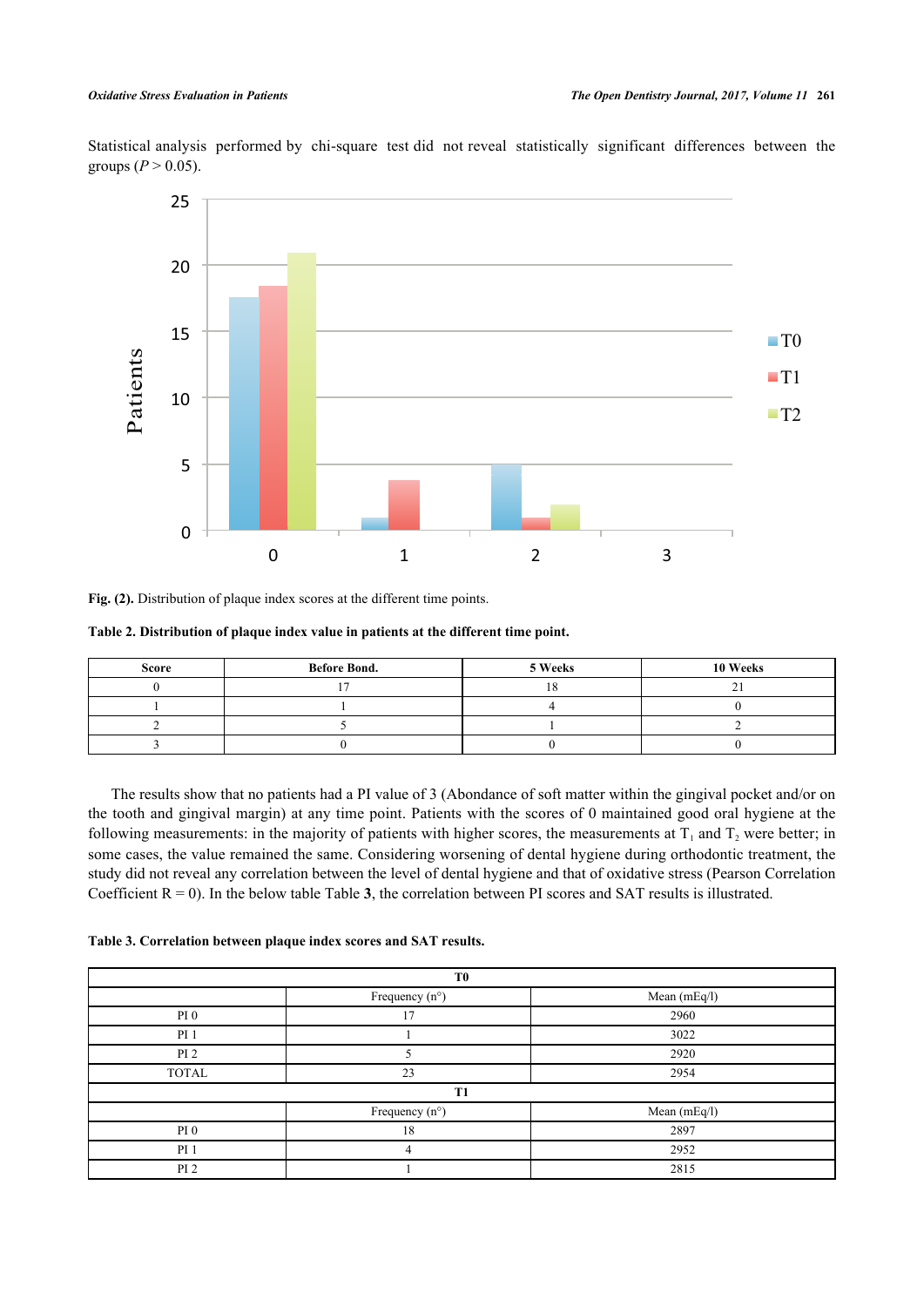Statistical analysis performed by chi-square test did not reveal statistically significant differences between the groups ($P > 0.05$).

**Fig. (2).** Distribution of plaque index scores at the different time points.

**Table 2. Distribution of plaque index value in patients at the different time point.**

| Score | Before Bond. | 5 Weeks | 10 Weeks |
|---|---|---|---|
| 0 | 17 | 18 | 21 |
| 1 | 1 | 4 | 0 |
| 2 | 5 | 1 | 2 |
| 3 | 0 | 0 | 0 |

The results show that no patients had a PI value of 3 (Abondance of soft matter within the gingival pocket and/or on the tooth and gingival margin) at any time point. Patients with the scores of 0 maintained good oral hygiene at the following measurements: in the majority of patients with higher scores, the measurements at $T_1$ and $T_2$ were better; in some cases, the value remained the same. Considering worsening of dental hygiene during orthodontic treatment, the study did not reveal any correlation between the level of dental hygiene and that of oxidative stress (Pearson Correlation Coefficient R = 0). In the below table Table **3**, the correlation between PI scores and SAT results is illustrated.

**Table 3. Correlation between plaque index scores and SAT results.**

| T0 | | |
|---|---|---|
| | Frequency (n°) | Mean (mEq/l) |
| PI 0 | 17 | 2960 |
| PI 1 | 1 | 3022 |
| PI 2 | 5 | 2920 |
| TOTAL | 23 | 2954 |
| **T1** | | |
| | Frequency (n°) | Mean (mEq/l) |
| PI 0 | 18 | 2897 |
| PI 1 | 4 | 2952 |
| PI 2 | 1 | 2815 |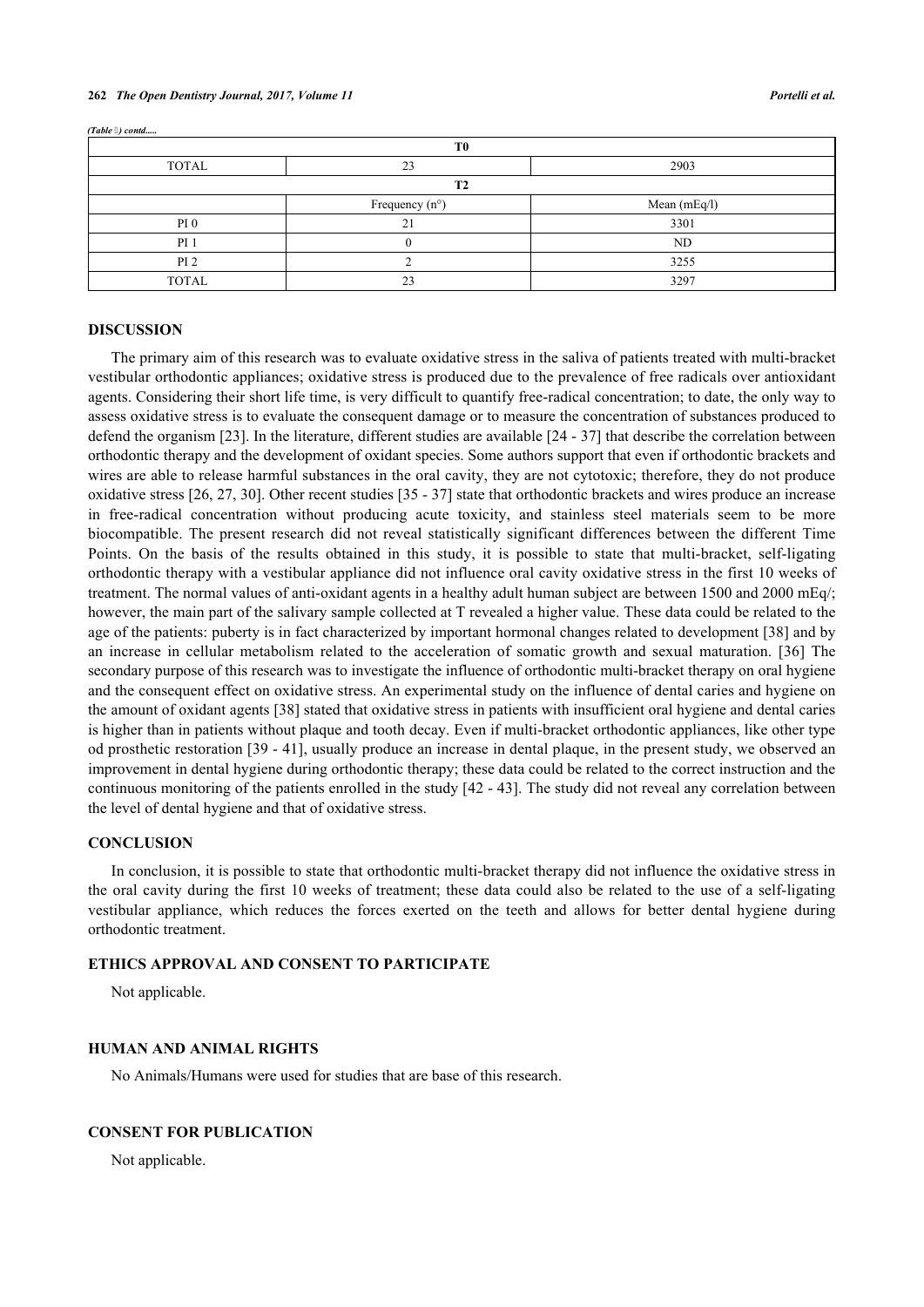*(Table ) contd.....*

| T0 | | |
|---|---|---|
| TOTAL | 23 | 2903 |
| T2 | | |
| | Frequency (n°) | Mean (mEq/l) |
| PI 0 | 21 | 3301 |
| PI 1 | 0 | ND |
| PI 2 | 2 | 3255 |
| TOTAL | 23 | 3297 |

## DISCUSSION

The primary aim of this research was to evaluate oxidative stress in the saliva of patients treated with multi-bracket vestibular orthodontic appliances; oxidative stress is produced due to the prevalence of free radicals over antioxidant agents. Considering their short life time, is very difficult to quantify free-radical concentration; to date, the only way to assess oxidative stress is to evaluate the consequent damage or to measure the concentration of substances produced to defend the organism [23]. In the literature, different studies are available [24 - 37] that describe the correlation between orthodontic therapy and the development of oxidant species. Some authors support that even if orthodontic brackets and wires are able to release harmful substances in the oral cavity, they are not cytotoxic; therefore, they do not produce oxidative stress [26, 27, 30]. Other recent studies [35 - 37] state that orthodontic brackets and wires produce an increase in free-radical concentration without producing acute toxicity, and stainless steel materials seem to be more biocompatible. The present research did not reveal statistically significant differences between the different Time Points. On the basis of the results obtained in this study, it is possible to state that multi-bracket, self-ligating orthodontic therapy with a vestibular appliance did not influence oral cavity oxidative stress in the first 10 weeks of treatment. The normal values of anti-oxidant agents in a healthy adult human subject are between 1500 and 2000 mEq/; however, the main part of the salivary sample collected at T revealed a higher value. These data could be related to the age of the patients: puberty is in fact characterized by important hormonal changes related to development [38] and by an increase in cellular metabolism related to the acceleration of somatic growth and sexual maturation. [36] The secondary purpose of this research was to investigate the influence of orthodontic multi-bracket therapy on oral hygiene and the consequent effect on oxidative stress. An experimental study on the influence of dental caries and hygiene on the amount of oxidant agents [38] stated that oxidative stress in patients with insufficient oral hygiene and dental caries is higher than in patients without plaque and tooth decay. Even if multi-bracket orthodontic appliances, like other type od prosthetic restoration [39 - 41], usually produce an increase in dental plaque, in the present study, we observed an improvement in dental hygiene during orthodontic therapy; these data could be related to the correct instruction and the continuous monitoring of the patients enrolled in the study [42 - 43]. The study did not reveal any correlation between the level of dental hygiene and that of oxidative stress.

## CONCLUSION

In conclusion, it is possible to state that orthodontic multi-bracket therapy did not influence the oxidative stress in the oral cavity during the first 10 weeks of treatment; these data could also be related to the use of a self-ligating vestibular appliance, which reduces the forces exerted on the teeth and allows for better dental hygiene during orthodontic treatment.

## ETHICS APPROVAL AND CONSENT TO PARTICIPATE

Not applicable.

## HUMAN AND ANIMAL RIGHTS

No Animals/Humans were used for studies that are base of this research.

## CONSENT FOR PUBLICATION

Not applicable.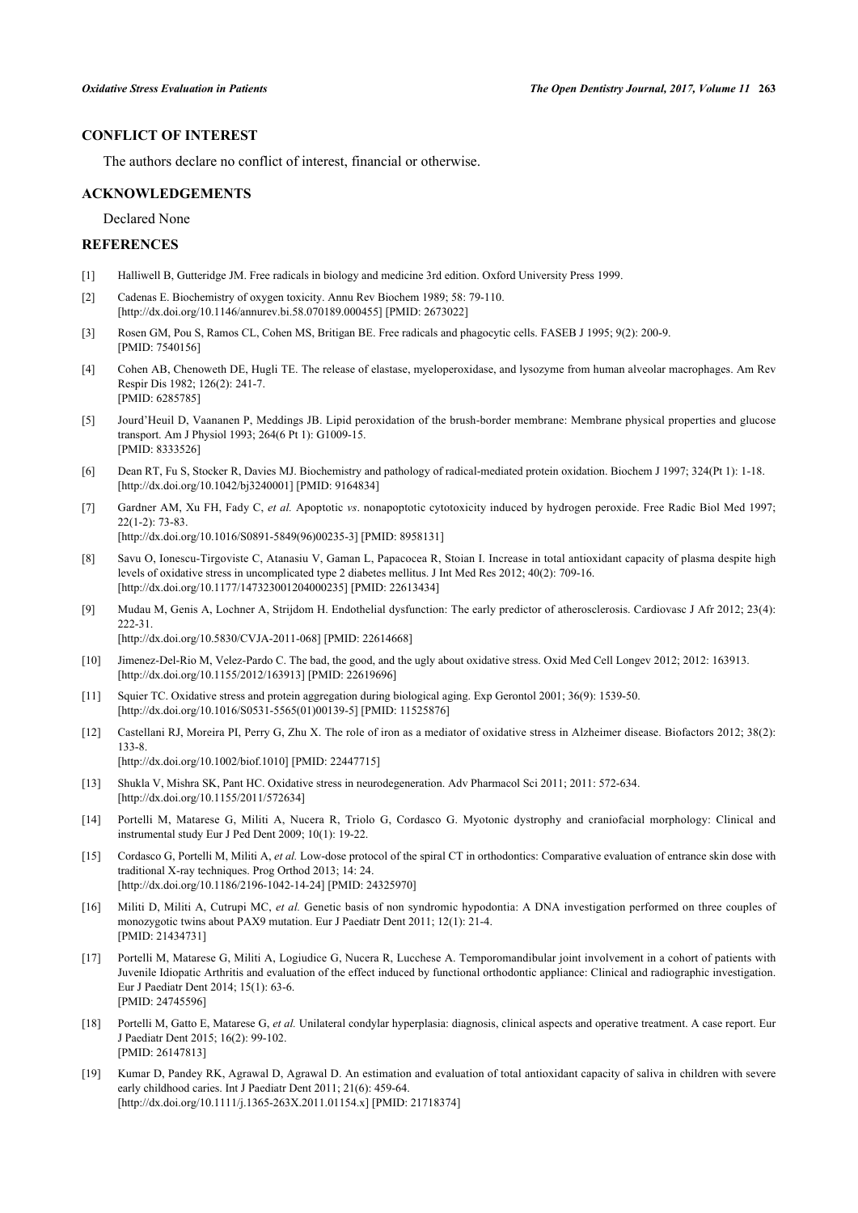## CONFLICT OF INTEREST

The authors declare no conflict of interest, financial or otherwise.

## ACKNOWLEDGEMENTS

Declared None

## REFERENCES

[1] Halliwell B, Gutteridge JM. Free radicals in biology and medicine 3rd edition. Oxford University Press 1999.

[2] Cadenas E. Biochemistry of oxygen toxicity. Annu Rev Biochem 1989; 58: 79-110. [http://dx.doi.org/10.1146/annurev.bi.58.070189.000455] [PMID: 2673022]

[3] Rosen GM, Pou S, Ramos CL, Cohen MS, Britigan BE. Free radicals and phagocytic cells. FASEB J 1995; 9(2): 200-9. [PMID: 7540156]

[4] Cohen AB, Chenoweth DE, Hugli TE. The release of elastase, myeloperoxidase, and lysozyme from human alveolar macrophages. Am Rev Respir Dis 1982; 126(2): 241-7. [PMID: 6285785]

[5] Jourd'Heuil D, Vaananen P, Meddings JB. Lipid peroxidation of the brush-border membrane: Membrane physical properties and glucose transport. Am J Physiol 1993; 264(6 Pt 1): G1009-15. [PMID: 8333526]

[6] Dean RT, Fu S, Stocker R, Davies MJ. Biochemistry and pathology of radical-mediated protein oxidation. Biochem J 1997; 324(Pt 1): 1-18. [http://dx.doi.org/10.1042/bj3240001] [PMID: 9164834]

[7] Gardner AM, Xu FH, Fady C, *et al.* Apoptotic *vs*. nonapoptotic cytotoxicity induced by hydrogen peroxide. Free Radic Biol Med 1997; 22(1-2): 73-83. [http://dx.doi.org/10.1016/S0891-5849(96)00235-3] [PMID: 8958131]

[8] Savu O, Ionescu-Tirgoviste C, Atanasiu V, Gaman L, Papacocea R, Stoian I. Increase in total antioxidant capacity of plasma despite high levels of oxidative stress in uncomplicated type 2 diabetes mellitus. J Int Med Res 2012; 40(2): 709-16. [http://dx.doi.org/10.1177/147323001204000235] [PMID: 22613434]

[9] Mudau M, Genis A, Lochner A, Strijdom H. Endothelial dysfunction: The early predictor of atherosclerosis. Cardiovasc J Afr 2012; 23(4): 222-31. [http://dx.doi.org/10.5830/CVJA-2011-068] [PMID: 22614668]

[10] Jimenez-Del-Rio M, Velez-Pardo C. The bad, the good, and the ugly about oxidative stress. Oxid Med Cell Longev 2012; 2012: 163913. [http://dx.doi.org/10.1155/2012/163913] [PMID: 22619696]

[11] Squier TC. Oxidative stress and protein aggregation during biological aging. Exp Gerontol 2001; 36(9): 1539-50. [http://dx.doi.org/10.1016/S0531-5565(01)00139-5] [PMID: 11525876]

[12] Castellani RJ, Moreira PI, Perry G, Zhu X. The role of iron as a mediator of oxidative stress in Alzheimer disease. Biofactors 2012; 38(2): 133-8. [http://dx.doi.org/10.1002/biof.1010] [PMID: 22447715]

[13] Shukla V, Mishra SK, Pant HC. Oxidative stress in neurodegeneration. Adv Pharmacol Sci 2011; 2011: 572-634. [http://dx.doi.org/10.1155/2011/572634]

[14] Portelli M, Matarese G, Militi A, Nucera R, Triolo G, Cordasco G. Myotonic dystrophy and craniofacial morphology: Clinical and instrumental study Eur J Ped Dent 2009; 10(1): 19-22.

[15] Cordasco G, Portelli M, Militi A, *et al.* Low-dose protocol of the spiral CT in orthodontics: Comparative evaluation of entrance skin dose with traditional X-ray techniques. Prog Orthod 2013; 14: 24. [http://dx.doi.org/10.1186/2196-1042-14-24] [PMID: 24325970]

[16] Militi D, Militi A, Cutrupi MC, *et al.* Genetic basis of non syndromic hypodontia: A DNA investigation performed on three couples of monozygotic twins about PAX9 mutation. Eur J Paediatr Dent 2011; 12(1): 21-4. [PMID: 21434731]

[17] Portelli M, Matarese G, Militi A, Logiudice G, Nucera R, Lucchese A. Temporomandibular joint involvement in a cohort of patients with Juvenile Idiopatic Arthritis and evaluation of the effect induced by functional orthodontic appliance: Clinical and radiographic investigation. Eur J Paediatr Dent 2014; 15(1): 63-6. [PMID: 24745596]

[18] Portelli M, Gatto E, Matarese G, *et al.* Unilateral condylar hyperplasia: diagnosis, clinical aspects and operative treatment. A case report. Eur J Paediatr Dent 2015; 16(2): 99-102. [PMID: 26147813]

[19] Kumar D, Pandey RK, Agrawal D, Agrawal D. An estimation and evaluation of total antioxidant capacity of saliva in children with severe early childhood caries. Int J Paediatr Dent 2011; 21(6): 459-64. [http://dx.doi.org/10.1111/j.1365-263X.2011.01154.x] [PMID: 21718374]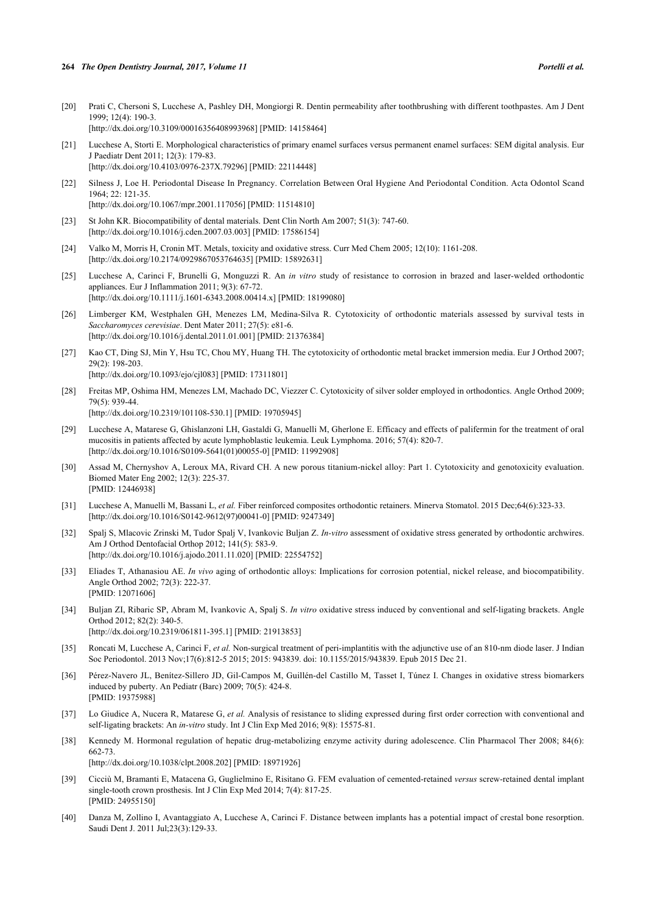[20] Prati C, Chersoni S, Lucchese A, Pashley DH, Mongiorgi R. Dentin permeability after toothbrushing with different toothpastes. Am J Dent 1999; 12(4): 190-3.
[http://dx.doi.org/10.3109/00016356408993968] [PMID: 14158464]

[21] Lucchese A, Storti E. Morphological characteristics of primary enamel surfaces versus permanent enamel surfaces: SEM digital analysis. Eur J Paediatr Dent 2011; 12(3): 179-83.
[http://dx.doi.org/10.4103/0976-237X.79296] [PMID: 22114448]

[22] Silness J, Loe H. Periodontal Disease In Pregnancy. Correlation Between Oral Hygiene And Periodontal Condition. Acta Odontol Scand 1964; 22: 121-35.
[http://dx.doi.org/10.1067/mpr.2001.117056] [PMID: 11514810]

[23] St John KR. Biocompatibility of dental materials. Dent Clin North Am 2007; 51(3): 747-60.
[http://dx.doi.org/10.1016/j.cden.2007.03.003] [PMID: 17586154]

[24] Valko M, Morris H, Cronin MT. Metals, toxicity and oxidative stress. Curr Med Chem 2005; 12(10): 1161-208.
[http://dx.doi.org/10.2174/0929867053764635] [PMID: 15892631]

[25] Lucchese A, Carinci F, Brunelli G, Monguzzi R. An *in vitro* study of resistance to corrosion in brazed and laser-welded orthodontic appliances. Eur J Inflammation 2011; 9(3): 67-72.
[http://dx.doi.org/10.1111/j.1601-6343.2008.00414.x] [PMID: 18199080]

[26] Limberger KM, Westphalen GH, Menezes LM, Medina-Silva R. Cytotoxicity of orthodontic materials assessed by survival tests in *Saccharomyces cerevisiae*. Dent Mater 2011; 27(5): e81-6.
[http://dx.doi.org/10.1016/j.dental.2011.01.001] [PMID: 21376384]

[27] Kao CT, Ding SJ, Min Y, Hsu TC, Chou MY, Huang TH. The cytotoxicity of orthodontic metal bracket immersion media. Eur J Orthod 2007; 29(2): 198-203.
[http://dx.doi.org/10.1093/ejo/cjl083] [PMID: 17311801]

[28] Freitas MP, Oshima HM, Menezes LM, Machado DC, Viezzer C. Cytotoxicity of silver solder employed in orthodontics. Angle Orthod 2009; 79(5): 939-44.
[http://dx.doi.org/10.2319/101108-530.1] [PMID: 19705945]

[29] Lucchese A, Matarese G, Ghislanzoni LH, Gastaldi G, Manuelli M, Gherlone E. Efficacy and effects of palifermin for the treatment of oral mucositis in patients affected by acute lymphoblastic leukemia. Leuk Lymphoma. 2016; 57(4): 820-7.
[http://dx.doi.org/10.1016/S0109-5641(01)00055-0] [PMID: 11992908]

[30] Assad M, Chernyshov A, Leroux MA, Rivard CH. A new porous titanium-nickel alloy: Part 1. Cytotoxicity and genotoxicity evaluation. Biomed Mater Eng 2002; 12(3): 225-37.
[PMID: 12446938]

[31] Lucchese A, Manuelli M, Bassani L, *et al.* Fiber reinforced composites orthodontic retainers. Minerva Stomatol. 2015 Dec;64(6):323-33.
[http://dx.doi.org/10.1016/S0142-9612(97)00041-0] [PMID: 9247349]

[32] Spalj S, Mlacovic Zrinski M, Tudor Spalj V, Ivankovic Buljan Z. *In-vitro* assessment of oxidative stress generated by orthodontic archwires. Am J Orthod Dentofacial Orthop 2012; 141(5): 583-9.
[http://dx.doi.org/10.1016/j.ajodo.2011.11.020] [PMID: 22554752]

[33] Eliades T, Athanasiou AE. *In vivo* aging of orthodontic alloys: Implications for corrosion potential, nickel release, and biocompatibility. Angle Orthod 2002; 72(3): 222-37.
[PMID: 12071606]

[34] Buljan ZI, Ribaric SP, Abram M, Ivankovic A, Spalj S. *In vitro* oxidative stress induced by conventional and self-ligating brackets. Angle Orthod 2012; 82(2): 340-5.
[http://dx.doi.org/10.2319/061811-395.1] [PMID: 21913853]

[35] Roncati M, Lucchese A, Carinci F, *et al.* Non-surgical treatment of peri-implantitis with the adjunctive use of an 810-nm diode laser. J Indian Soc Periodontol. 2013 Nov;17(6):812-5 2015; 2015: 943839. doi: 10.1155/2015/943839. Epub 2015 Dec 21.

[36] Pérez-Navero JL, Benítez-Sillero JD, Gil-Campos M, Guillén-del Castillo M, Tasset I, Túnez I. Changes in oxidative stress biomarkers induced by puberty. An Pediatr (Barc) 2009; 70(5): 424-8.
[PMID: 19375988]

[37] Lo Giudice A, Nucera R, Matarese G, *et al.* Analysis of resistance to sliding expressed during first order correction with conventional and self-ligating brackets: An *in-vitro* study. Int J Clin Exp Med 2016; 9(8): 15575-81.

[38] Kennedy M. Hormonal regulation of hepatic drug-metabolizing enzyme activity during adolescence. Clin Pharmacol Ther 2008; 84(6): 662-73.
[http://dx.doi.org/10.1038/clpt.2008.202] [PMID: 18971926]

[39] Cicciù M, Bramanti E, Matacena G, Guglielmino E, Risitano G. FEM evaluation of cemented-retained *versus* screw-retained dental implant single-tooth crown prosthesis. Int J Clin Exp Med 2014; 7(4): 817-25.
[PMID: 24955150]

[40] Danza M, Zollino I, Avantaggiato A, Lucchese A, Carinci F. Distance between implants has a potential impact of crestal bone resorption. Saudi Dent J. 2011 Jul;23(3):129-33.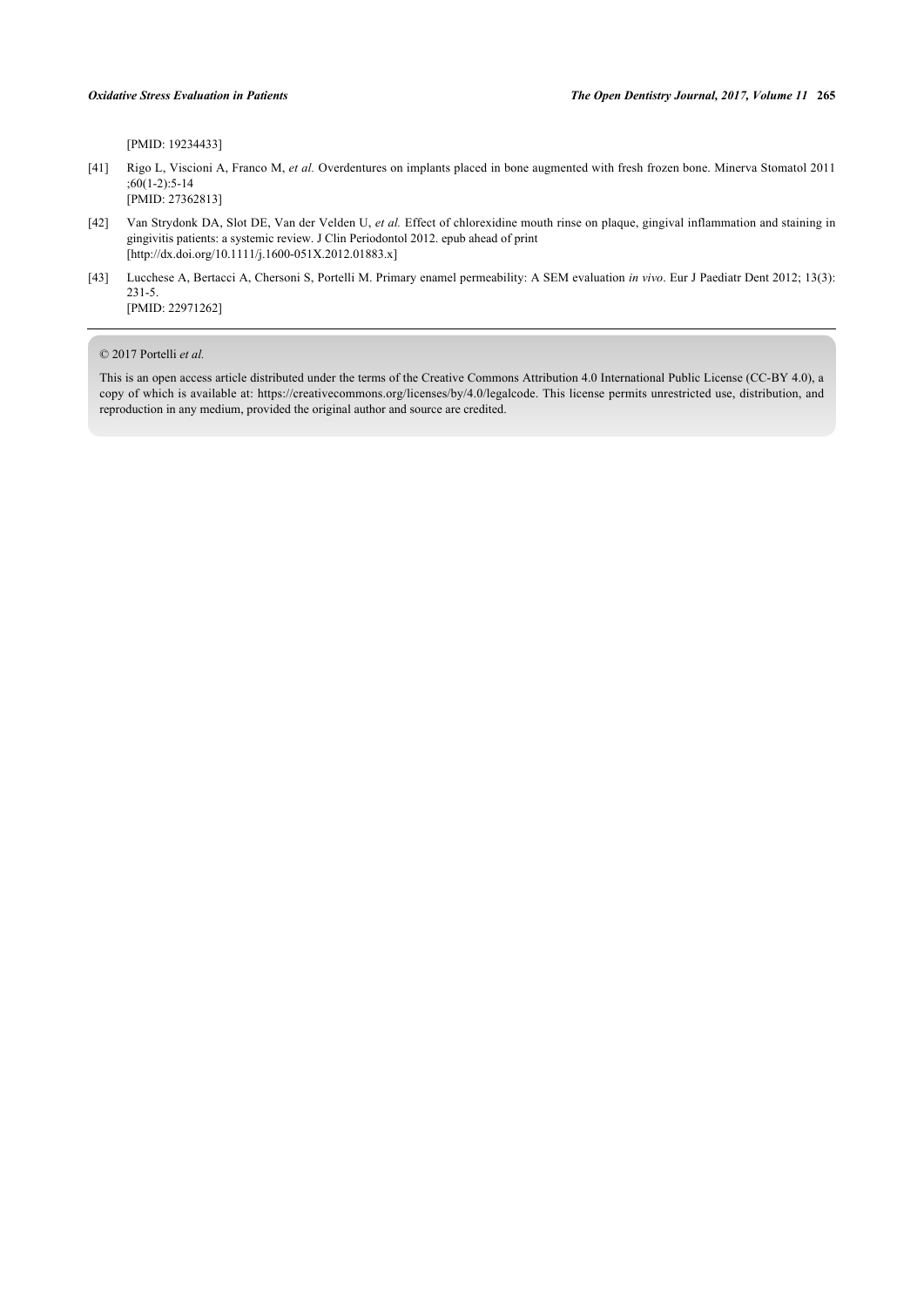[PMID: 19234433]

[41] Rigo L, Viscioni A, Franco M, *et al.* Overdentures on implants placed in bone augmented with fresh frozen bone. Minerva Stomatol 2011 ;60(1-2):5-14
[PMID: 27362813]

[42] Van Strydonk DA, Slot DE, Van der Velden U, *et al.* Effect of chlorexidine mouth rinse on plaque, gingival inflammation and staining in gingivitis patients: a systemic review. J Clin Periodontol 2012. epub ahead of print
[http://dx.doi.org/10.1111/j.1600-051X.2012.01883.x]

[43] Lucchese A, Bertacci A, Chersoni S, Portelli M. Primary enamel permeability: A SEM evaluation *in vivo*. Eur J Paediatr Dent 2012; 13(3): 231-5.
[PMID: 22971262]

© 2017 Portelli *et al.*

This is an open access article distributed under the terms of the Creative Commons Attribution 4.0 International Public License (CC-BY 4.0), a copy of which is available at: https://creativecommons.org/licenses/by/4.0/legalcode. This license permits unrestricted use, distribution, and reproduction in any medium, provided the original author and source are credited.